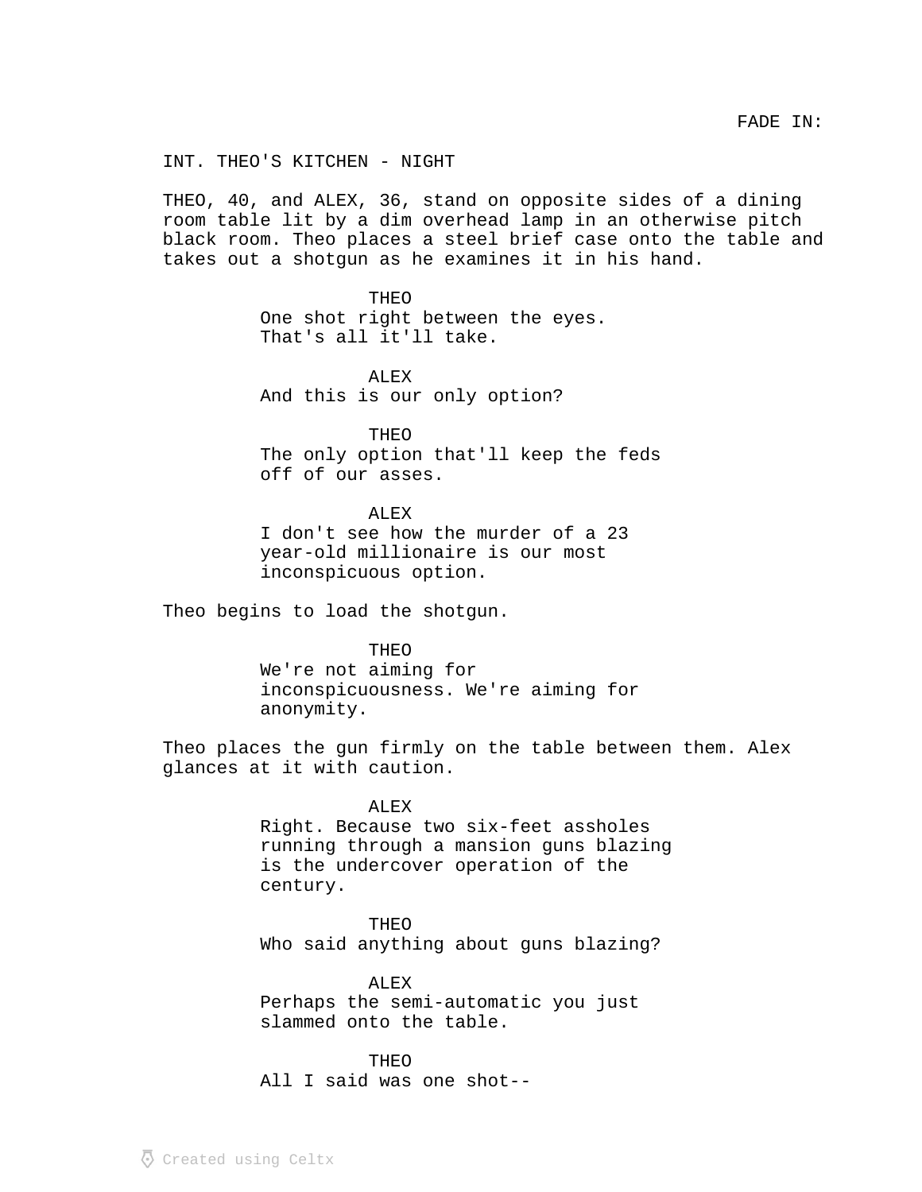FADE IN:

INT. THEO'S KITCHEN - NIGHT

THEO, 40, and ALEX, 36, stand on opposite sides of a dining room table lit by a dim overhead lamp in an otherwise pitch black room. Theo places a steel brief case onto the table and takes out a shotgun as he examines it in his hand.

THEO
One shot right between the eyes. That's all it'll take.

ALEX
And this is our only option?

THEO
The only option that'll keep the feds off of our asses.

ALEX
I don't see how the murder of a 23 year-old millionaire is our most inconspicuous option.

Theo begins to load the shotgun.

THEO
We're not aiming for inconspicuousness. We're aiming for anonymity.

Theo places the gun firmly on the table between them. Alex glances at it with caution.

ALEX
Right. Because two six-feet assholes running through a mansion guns blazing is the undercover operation of the century.

THEO
Who said anything about guns blazing?

ALEX
Perhaps the semi-automatic you just slammed onto the table.

THEO
All I said was one shot--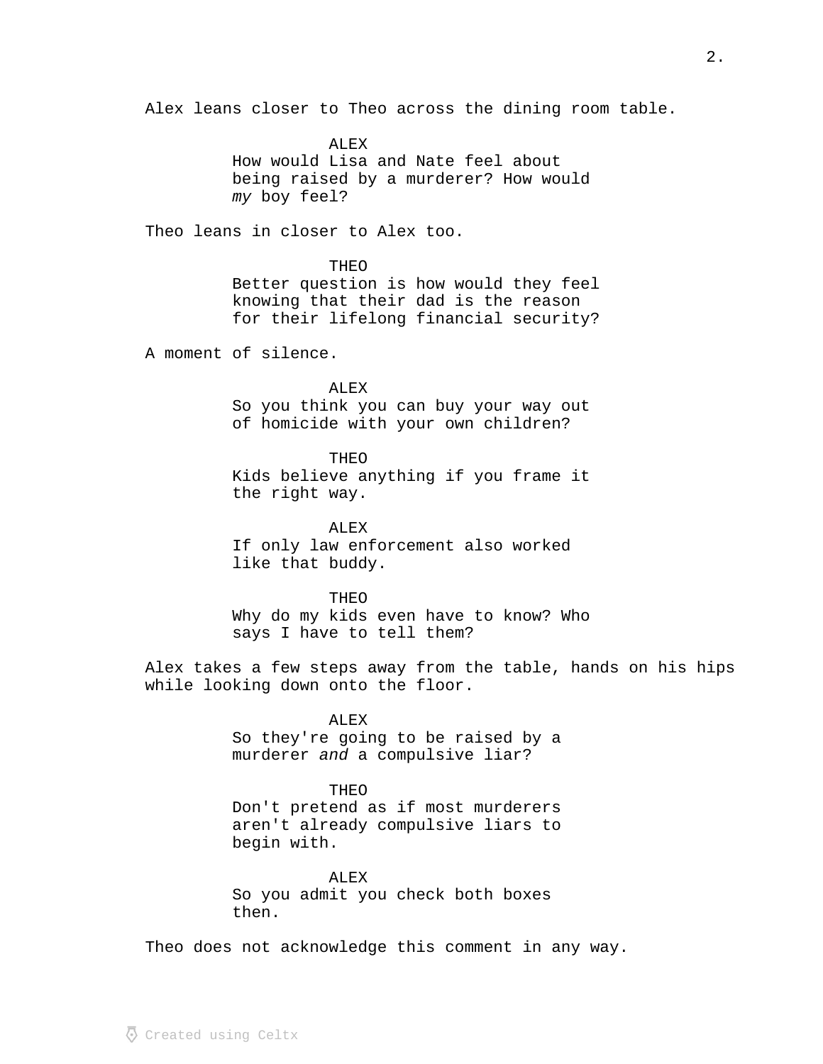Alex leans closer to Theo across the dining room table.

ALEX
How would Lisa and Nate feel about being raised by a murderer? How would *my* boy feel?

Theo leans in closer to Alex too.

THEO
Better question is how would they feel knowing that their dad is the reason for their lifelong financial security?

A moment of silence.

ALEX
So you think you can buy your way out of homicide with your own children?

THEO
Kids believe anything if you frame it the right way.

ALEX
If only law enforcement also worked like that buddy.

THEO
Why do my kids even have to know? Who says I have to tell them?

Alex takes a few steps away from the table, hands on his hips while looking down onto the floor.

ALEX
So they're going to be raised by a murderer *and* a compulsive liar?

THEO
Don't pretend as if most murderers aren't already compulsive liars to begin with.

ALEX
So you admit you check both boxes then.

Theo does not acknowledge this comment in any way.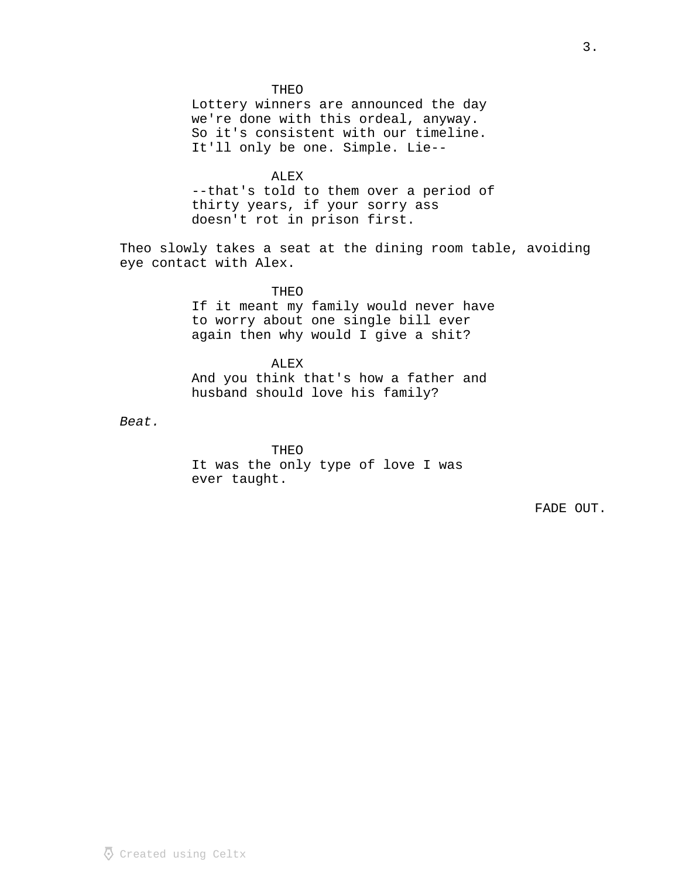THEO

Lottery winners are announced the day we're done with this ordeal, anyway. So it's consistent with our timeline. It'll only be one. Simple. Lie--

ALEX

--that's told to them over a period of thirty years, if your sorry ass doesn't rot in prison first.

Theo slowly takes a seat at the dining room table, avoiding eye contact with Alex.

THEO

If it meant my family would never have to worry about one single bill ever again then why would I give a shit?

ALEX

And you think that's how a father and husband should love his family?

*Beat.*

THEO

It was the only type of love I was ever taught.

FADE OUT.